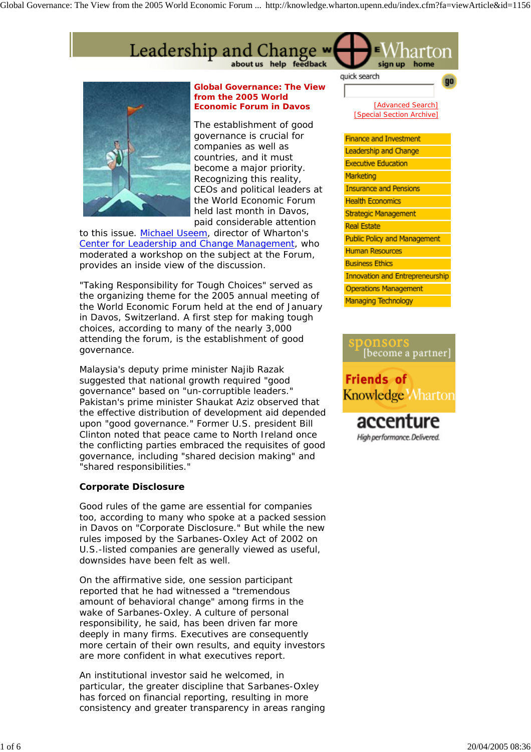# Global Governance: The View from the 2005 World Economic Forum in Davos

The establishment of good governance is crucial for companies as well as countries, and it must become a major priority. Recognizing this reality, CEOs and political leaders at the World Economic Forum held last month in Davos, paid considerable attention to this issue. Michael Useem, director of Wharton's Center for Leadership and Change Management, who moderated a workshop on the subject at the Forum, provides an inside view of the discussion.

"Taking Responsibility for Tough Choices" served as the organizing theme for the 2005 annual meeting of the World Economic Forum held at the end of January in Davos, Switzerland. A first step for making tough choices, according to many of the nearly 3,000 attending the forum, is the establishment of good governance.

Malaysia's deputy prime minister Najib Razak suggested that national growth required "good governance" based on "un-corruptible leaders." Pakistan's prime minister Shaukat Aziz observed that the effective distribution of development aid depended upon "good governance." Former U.S. president Bill Clinton noted that peace came to North Ireland once the conflicting parties embraced the requisites of good governance, including "shared decision making" and "shared responsibilities."

### Corporate Disclosure

Good rules of the game are essential for companies too, according to many who spoke at a packed session in Davos on "Corporate Disclosure." But while the new rules imposed by the Sarbanes-Oxley Act of 2002 on U.S.-listed companies are generally viewed as useful, downsides have been felt as well.

On the affirmative side, one session participant reported that he had witnessed a "tremendous amount of behavioral change" among firms in the wake of Sarbanes-Oxley. A culture of personal responsibility, he said, has been driven far more deeply in many firms. Executives are consequently more certain of their own results, and equity investors are more confident in what executives report.

An institutional investor said he welcomed, in particular, the greater discipline that Sarbanes-Oxley has forced on financial reporting, resulting in more consistency and greater transparency in areas ranging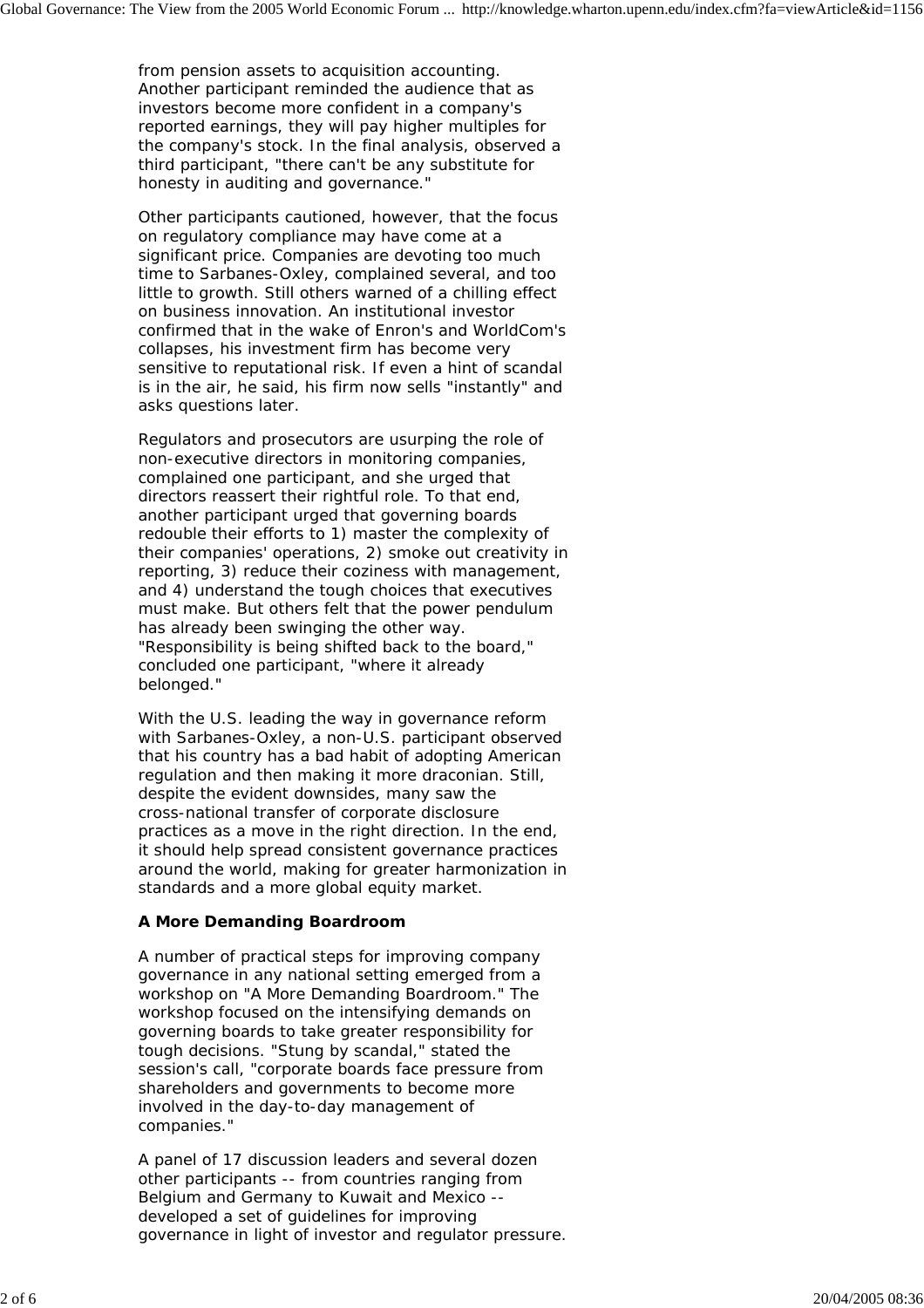from pension assets to acquisition accounting. Another participant reminded the audience that as investors become more confident in a company's reported earnings, they will pay higher multiples for the company's stock. In the final analysis, observed a third participant, "there can't be any substitute for honesty in auditing and governance."

Other participants cautioned, however, that the focus on regulatory compliance may have come at a significant price. Companies are devoting too much time to Sarbanes-Oxley, complained several, and too little to growth. Still others warned of a chilling effect on business innovation. An institutional investor confirmed that in the wake of Enron's and WorldCom's collapses, his investment firm has become very sensitive to reputational risk. If even a hint of scandal is in the air, he said, his firm now sells "instantly" and asks questions later.

Regulators and prosecutors are usurping the role of non-executive directors in monitoring companies, complained one participant, and she urged that directors reassert their rightful role. To that end, another participant urged that governing boards redouble their efforts to 1) master the complexity of their companies' operations, 2) smoke out creativity in reporting, 3) reduce their coziness with management, and 4) understand the tough choices that executives must make. But others felt that the power pendulum has already been swinging the other way. "Responsibility is being shifted back to the board," concluded one participant, "where it already belonged."

With the U.S. leading the way in governance reform with Sarbanes-Oxley, a non-U.S. participant observed that his country has a bad habit of adopting American regulation and then making it more draconian. Still, despite the evident downsides, many saw the cross-national transfer of corporate disclosure practices as a move in the right direction. In the end, it should help spread consistent governance practices around the world, making for greater harmonization in standards and a more global equity market.

**A More Demanding Boardroom**

A number of practical steps for improving company governance in any national setting emerged from a workshop on "A More Demanding Boardroom." The workshop focused on the intensifying demands on governing boards to take greater responsibility for tough decisions. "Stung by scandal," stated the session's call, "corporate boards face pressure from shareholders and governments to become more involved in the day-to-day management of companies."

A panel of 17 discussion leaders and several dozen other participants -- from countries ranging from Belgium and Germany to Kuwait and Mexico -- developed a set of guidelines for improving governance in light of investor and regulator pressure.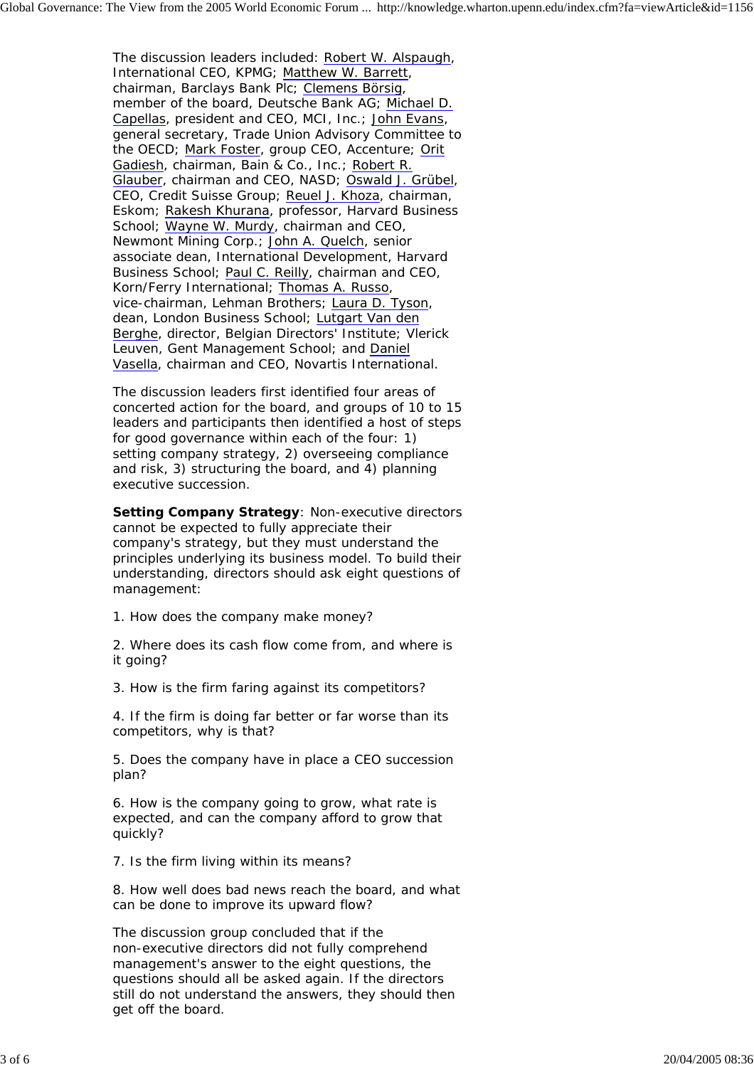The discussion leaders included: Robert W. Alspaugh, International CEO, KPMG; Matthew W. Barrett, chairman, Barclays Bank Plc; Clemens Börsig, member of the board, Deutsche Bank AG; Michael D. Capellas, president and CEO, MCI, Inc.; John Evans, general secretary, Trade Union Advisory Committee to the OECD; Mark Foster, group CEO, Accenture; Orit Gadiesh, chairman, Bain & Co., Inc.; Robert R. Glauber, chairman and CEO, NASD; Oswald J. Grübel, CEO, Credit Suisse Group; Reuel J. Khoza, chairman, Eskom; Rakesh Khurana, professor, Harvard Business School; Wayne W. Murdy, chairman and CEO, Newmont Mining Corp.; John A. Quelch, senior associate dean, International Development, Harvard Business School; Paul C. Reilly, chairman and CEO, Korn/Ferry International; Thomas A. Russo, vice-chairman, Lehman Brothers; Laura D. Tyson, dean, London Business School; Lutgart Van den Berghe, director, Belgian Directors' Institute; Vlerick Leuven, Gent Management School; and Daniel Vasella, chairman and CEO, Novartis International.

The discussion leaders first identified four areas of concerted action for the board, and groups of 10 to 15 leaders and participants then identified a host of steps for good governance within each of the four: 1) setting company strategy, 2) overseeing compliance and risk, 3) structuring the board, and 4) planning executive succession.

**Setting Company Strategy**: Non-executive directors cannot be expected to fully appreciate their company's strategy, but they must understand the principles underlying its business model. To build their understanding, directors should ask eight questions of management:

1. How does the company make money?

2. Where does its cash flow come from, and where is it going?

3. How is the firm faring against its competitors?

4. If the firm is doing far better or far worse than its competitors, why is that?

5. Does the company have in place a CEO succession plan?

6. How is the company going to grow, what rate is expected, and can the company afford to grow that quickly?

7. Is the firm living within its means?

8. How well does bad news reach the board, and what can be done to improve its upward flow?

The discussion group concluded that if the non-executive directors did not fully comprehend management's answer to the eight questions, the questions should all be asked again. If the directors still do not understand the answers, they should then get off the board.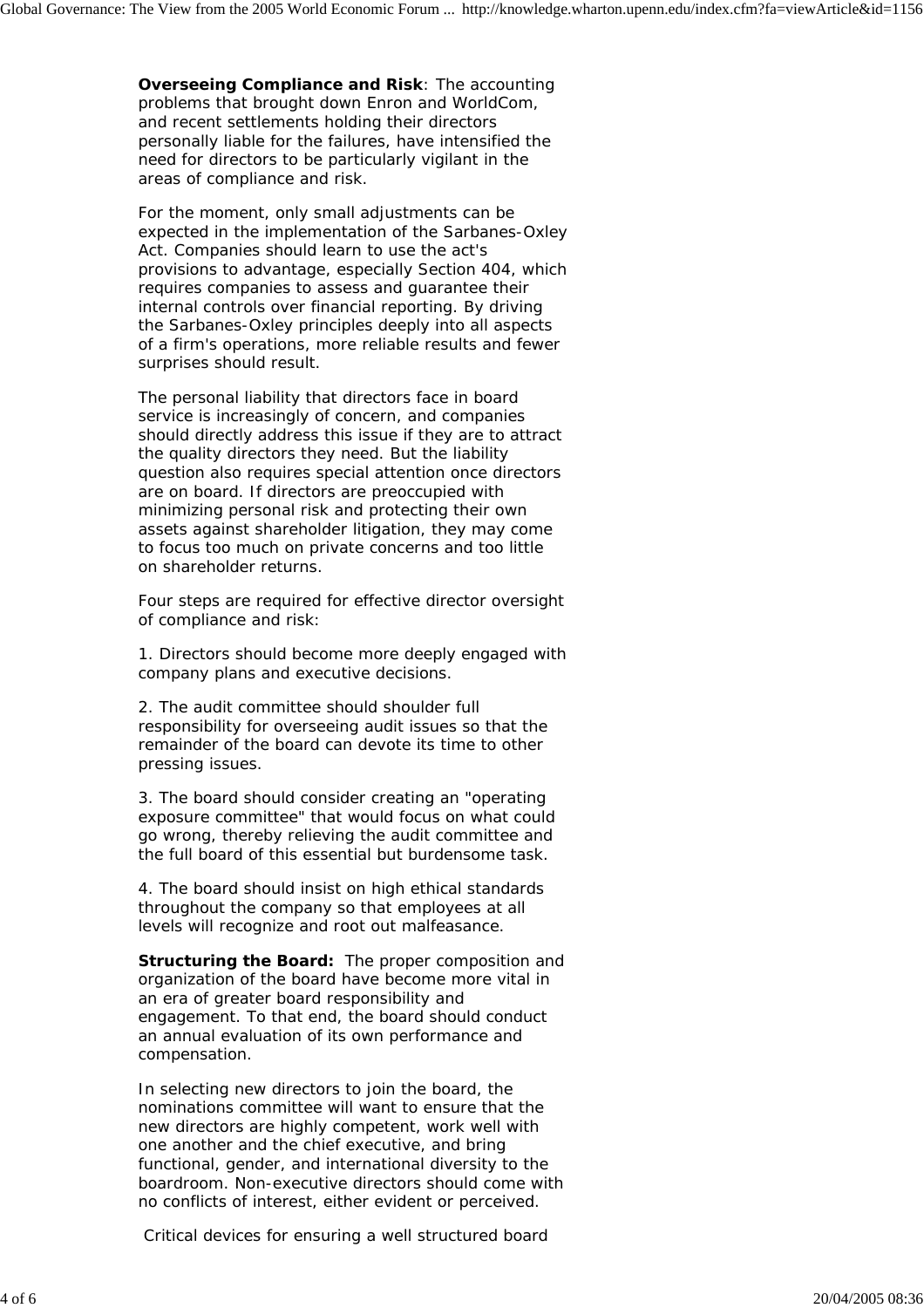**Overseeing Compliance and Risk**: The accounting problems that brought down Enron and WorldCom, and recent settlements holding their directors personally liable for the failures, have intensified the need for directors to be particularly vigilant in the areas of compliance and risk.

For the moment, only small adjustments can be expected in the implementation of the Sarbanes-Oxley Act. Companies should learn to use the act's provisions to advantage, especially Section 404, which requires companies to assess and guarantee their internal controls over financial reporting. By driving the Sarbanes-Oxley principles deeply into all aspects of a firm's operations, more reliable results and fewer surprises should result.

The personal liability that directors face in board service is increasingly of concern, and companies should directly address this issue if they are to attract the quality directors they need. But the liability question also requires special attention once directors are on board. If directors are preoccupied with minimizing personal risk and protecting their own assets against shareholder litigation, they may come to focus too much on private concerns and too little on shareholder returns.

Four steps are required for effective director oversight of compliance and risk:

1. Directors should become more deeply engaged with company plans and executive decisions.

2. The audit committee should shoulder full responsibility for overseeing audit issues so that the remainder of the board can devote its time to other pressing issues.

3. The board should consider creating an "operating exposure committee" that would focus on what could go wrong, thereby relieving the audit committee and the full board of this essential but burdensome task.

4. The board should insist on high ethical standards throughout the company so that employees at all levels will recognize and root out malfeasance.

**Structuring the Board:** The proper composition and organization of the board have become more vital in an era of greater board responsibility and engagement. To that end, the board should conduct an annual evaluation of its own performance and compensation.

In selecting new directors to join the board, the nominations committee will want to ensure that the new directors are highly competent, work well with one another and the chief executive, and bring functional, gender, and international diversity to the boardroom. Non-executive directors should come with no conflicts of interest, either evident or perceived.

Critical devices for ensuring a well structured board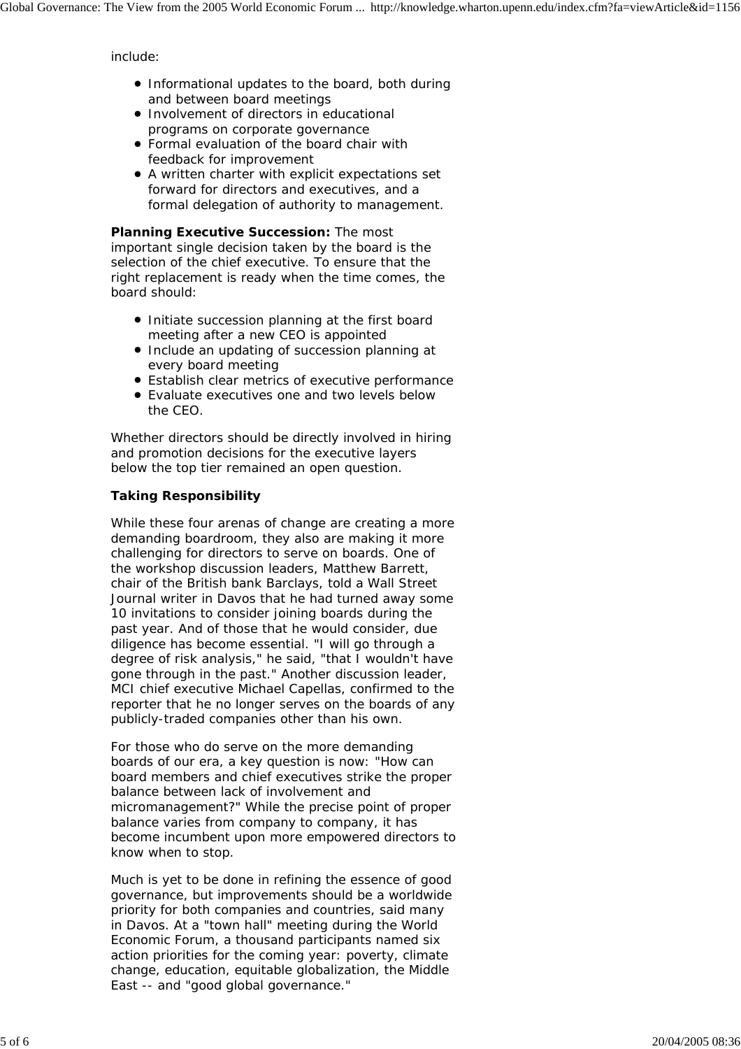include:

- Informational updates to the board, both during and between board meetings
- Involvement of directors in educational programs on corporate governance
- Formal evaluation of the board chair with feedback for improvement
- A written charter with explicit expectations set forward for directors and executives, and a formal delegation of authority to management.

**Planning Executive Succession:** The most important single decision taken by the board is the selection of the chief executive. To ensure that the right replacement is ready when the time comes, the board should:

- Initiate succession planning at the first board meeting after a new CEO is appointed
- Include an updating of succession planning at every board meeting
- Establish clear metrics of executive performance
- Evaluate executives one and two levels below the CEO.

Whether directors should be directly involved in hiring and promotion decisions for the executive layers below the top tier remained an open question.

**Taking Responsibility**

While these four arenas of change are creating a more demanding boardroom, they also are making it more challenging for directors to serve on boards. One of the workshop discussion leaders, Matthew Barrett, chair of the British bank Barclays, told a Wall Street Journal writer in Davos that he had turned away some 10 invitations to consider joining boards during the past year. And of those that he would consider, due diligence has become essential. "I will go through a degree of risk analysis," he said, "that I wouldn't have gone through in the past." Another discussion leader, MCI chief executive Michael Capellas, confirmed to the reporter that he no longer serves on the boards of any publicly-traded companies other than his own.

For those who do serve on the more demanding boards of our era, a key question is now: "How can board members and chief executives strike the proper balance between lack of involvement and micromanagement?" While the precise point of proper balance varies from company to company, it has become incumbent upon more empowered directors to know when to stop.

Much is yet to be done in refining the essence of good governance, but improvements should be a worldwide priority for both companies and countries, said many in Davos. At a "town hall" meeting during the World Economic Forum, a thousand participants named six action priorities for the coming year: poverty, climate change, education, equitable globalization, the Middle East -- and "good global governance."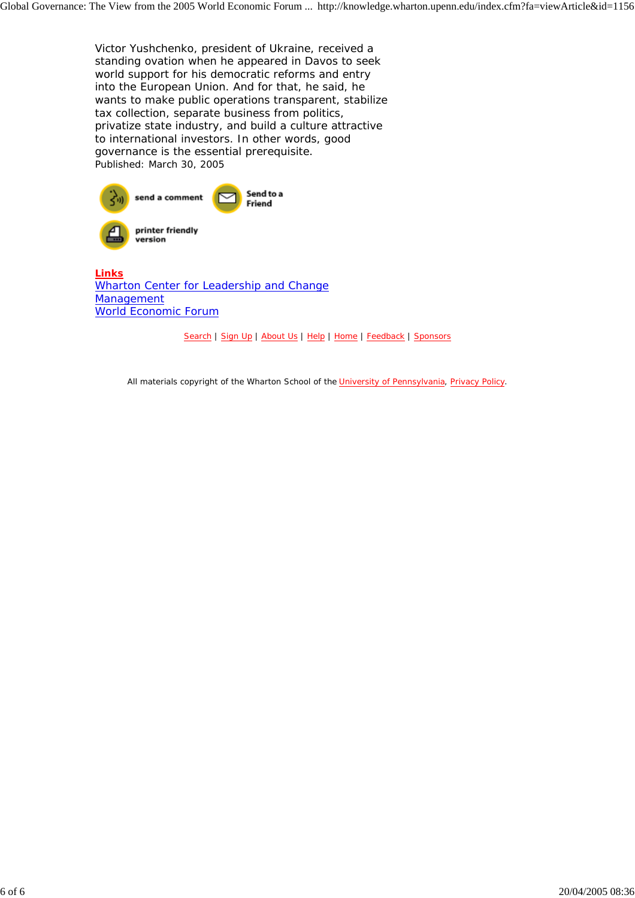Victor Yushchenko, president of Ukraine, received a standing ovation when he appeared in Davos to seek world support for his democratic reforms and entry into the European Union. And for that, he said, he wants to make public operations transparent, stabilize tax collection, separate business from politics, privatize state industry, and build a culture attractive to international investors. In other words, good governance is the essential prerequisite.

Published: March 30, 2005

send a comment

Send to a Friend

printer friendly version

**Links**

Wharton Center for Leadership and Change Management

World Economic Forum

Search | Sign Up | About Us | Help | Home | Feedback | Sponsors

All materials copyright of the Wharton School of the University of Pennsylvania, Privacy Policy.